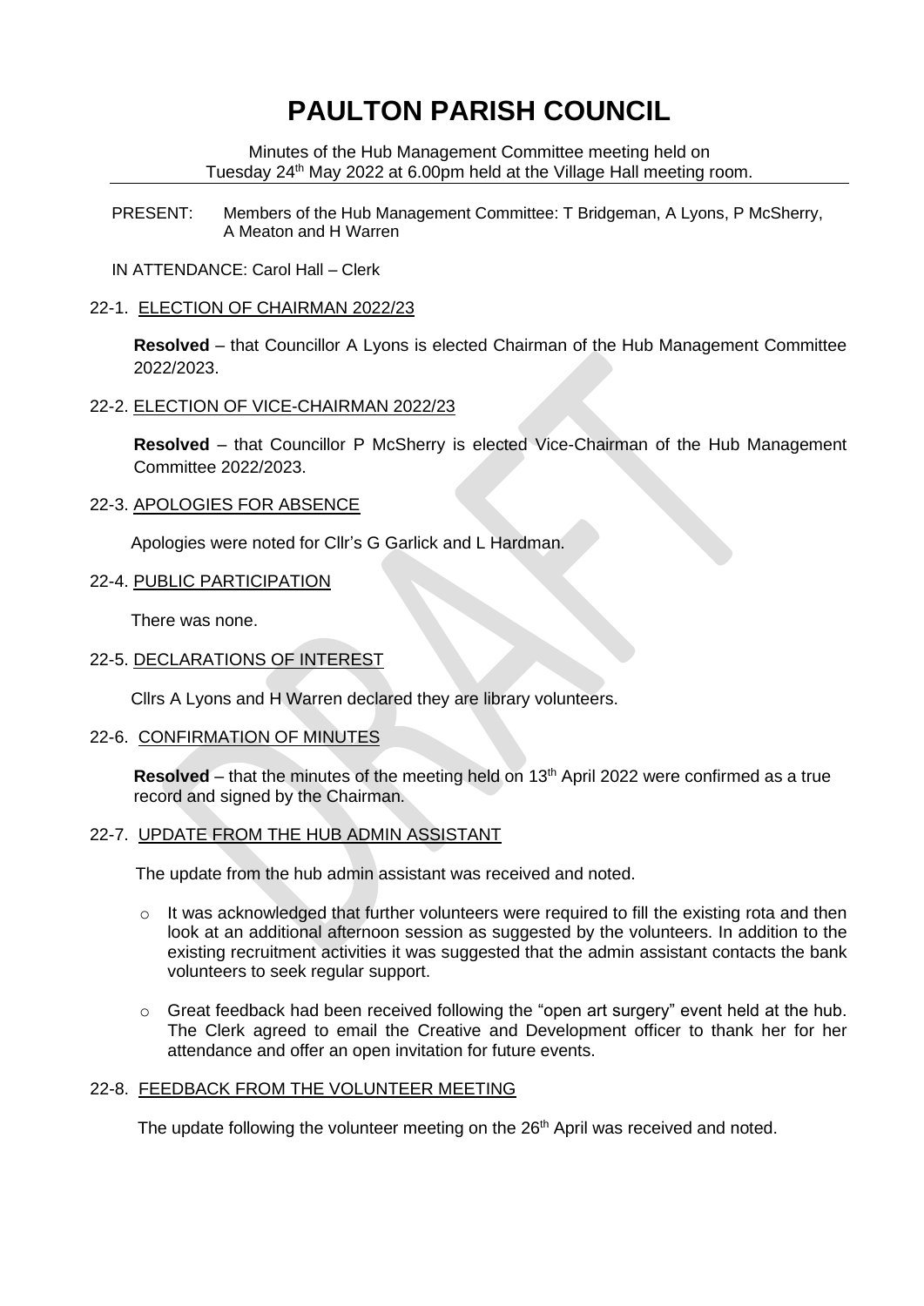# PAULTON PARISH COUNCIL

Minutes of the Hub Management Committee meeting held on Tuesday 24th May 2022 at 6.00pm held at the Village Hall meeting room.

PRESENT: Members of the Hub Management Committee: T Bridgeman, A Lyons, P McSherry, A Meaton and H Warren

IN ATTENDANCE: Carol Hall – Clerk

## 22-1. ELECTION OF CHAIRMAN 2022/23

**Resolved** – that Councillor A Lyons is elected Chairman of the Hub Management Committee 2022/2023.

## 22-2. ELECTION OF VICE-CHAIRMAN 2022/23

**Resolved** – that Councillor P McSherry is elected Vice-Chairman of the Hub Management Committee 2022/2023.

## 22-3. APOLOGIES FOR ABSENCE

Apologies were noted for Cllr's G Garlick and L Hardman.

## 22-4. PUBLIC PARTICIPATION

There was none.

## 22-5. DECLARATIONS OF INTEREST

Cllrs A Lyons and H Warren declared they are library volunteers.

## 22-6. CONFIRMATION OF MINUTES

**Resolved** – that the minutes of the meeting held on 13th April 2022 were confirmed as a true record and signed by the Chairman.

## 22-7. UPDATE FROM THE HUB ADMIN ASSISTANT

The update from the hub admin assistant was received and noted.

- It was acknowledged that further volunteers were required to fill the existing rota and then look at an additional afternoon session as suggested by the volunteers. In addition to the existing recruitment activities it was suggested that the admin assistant contacts the bank volunteers to seek regular support.
- Great feedback had been received following the "open art surgery" event held at the hub. The Clerk agreed to email the Creative and Development officer to thank her for her attendance and offer an open invitation for future events.

## 22-8. FEEDBACK FROM THE VOLUNTEER MEETING

The update following the volunteer meeting on the 26th April was received and noted.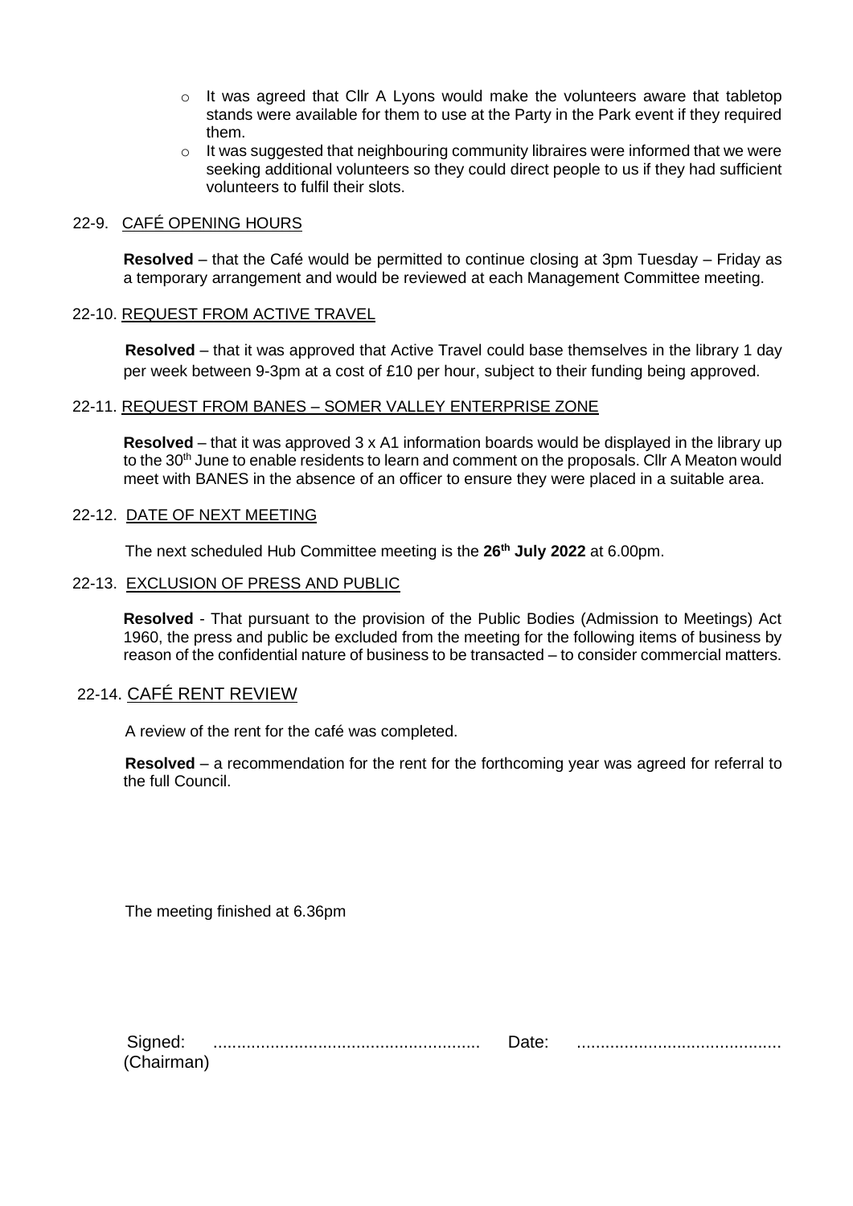- It was agreed that Cllr A Lyons would make the volunteers aware that tabletop stands were available for them to use at the Party in the Park event if they required them.
- It was suggested that neighbouring community libraires were informed that we were seeking additional volunteers so they could direct people to us if they had sufficient volunteers to fulfil their slots.

## 22-9. CAFÉ OPENING HOURS

**Resolved** – that the Café would be permitted to continue closing at 3pm Tuesday – Friday as a temporary arrangement and would be reviewed at each Management Committee meeting.

## 22-10. REQUEST FROM ACTIVE TRAVEL

**Resolved** – that it was approved that Active Travel could base themselves in the library 1 day per week between 9-3pm at a cost of £10 per hour, subject to their funding being approved.

## 22-11. REQUEST FROM BANES – SOMER VALLEY ENTERPRISE ZONE

**Resolved** – that it was approved 3 x A1 information boards would be displayed in the library up to the 30th June to enable residents to learn and comment on the proposals. Cllr A Meaton would meet with BANES in the absence of an officer to ensure they were placed in a suitable area.

## 22-12. DATE OF NEXT MEETING

The next scheduled Hub Committee meeting is the **26th July 2022** at 6.00pm.

## 22-13. EXCLUSION OF PRESS AND PUBLIC

**Resolved** - That pursuant to the provision of the Public Bodies (Admission to Meetings) Act 1960, the press and public be excluded from the meeting for the following items of business by reason of the confidential nature of business to be transacted – to consider commercial matters.

## 22-14. CAFÉ RENT REVIEW

A review of the rent for the café was completed.

**Resolved** – a recommendation for the rent for the forthcoming year was agreed for referral to the full Council.

The meeting finished at 6.36pm

Signed: ........................................................ Date: ...........................................
(Chairman)